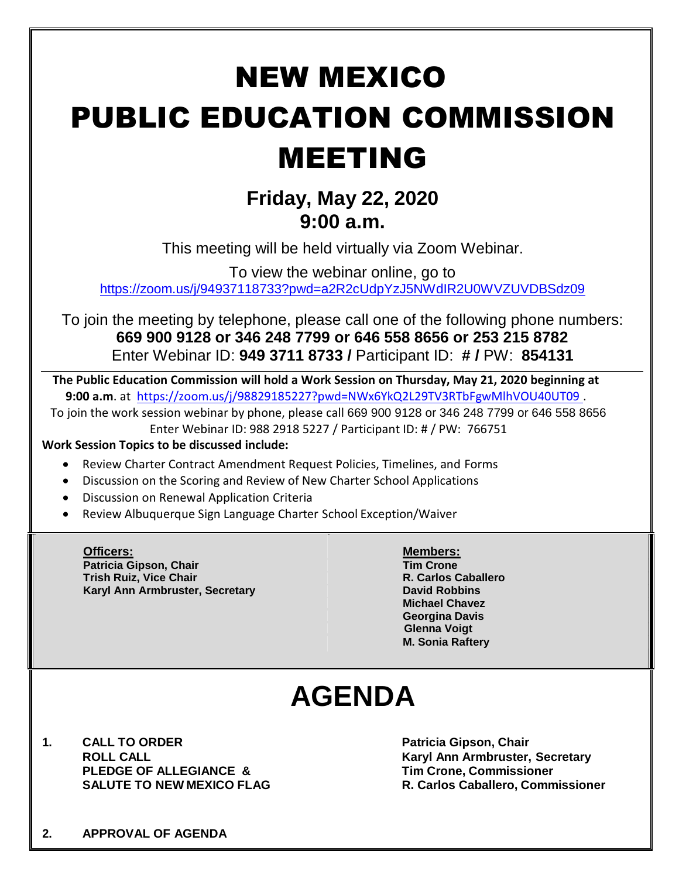# NEW MEXICO PUBLIC EDUCATION COMMISSION MEETING

## Friday, May 22, 2020
## 9:00 a.m.

This meeting will be held virtually via Zoom Webinar.

To view the webinar online, go to
https://zoom.us/j/94937118733?pwd=a2R2cUdpYzJ5NWdIR2U0WVZUVDBSdz09

To join the meeting by telephone, please call one of the following phone numbers:
**669 900 9128 or 346 248 7799 or 646 558 8656 or 253 215 8782**
Enter Webinar ID: **949 3711 8733 /** Participant ID: **# /** PW: **854131**

---

**The Public Education Commission will hold a Work Session on Thursday, May 21, 2020 beginning at 9:00 a.m**. at https://zoom.us/j/98829185227?pwd=NWx6YkQ2L29TV3RTbFgwMlhVOU40UT09 .
To join the work session webinar by phone, please call 669 900 9128 or 346 248 7799 or 646 558 8656
Enter Webinar ID: 988 2918 5227 / Participant ID: # / PW: 766751

**Work Session Topics to be discussed include:**

- Review Charter Contract Amendment Request Policies, Timelines, and Forms
- Discussion on the Scoring and Review of New Charter School Applications
- Discussion on Renewal Application Criteria
- Review Albuquerque Sign Language Charter School Exception/Waiver

**Officers:**
**Patricia Gipson, Chair**
**Trish Ruiz, Vice Chair**
**Karyl Ann Armbruster, Secretary**

**Members:**
**Tim Crone**
**R. Carlos Caballero**
**David Robbins**
**Michael Chavez**
**Georgina Davis**
**Glenna Voigt**
**M. Sonia Raftery**

# AGENDA

**1. CALL TO ORDER** — **Patricia Gipson, Chair**
**ROLL CALL** — **Karyl Ann Armbruster, Secretary**
**PLEDGE OF ALLEGIANCE &** — **Tim Crone, Commissioner**
**SALUTE TO NEW MEXICO FLAG** — **R. Carlos Caballero, Commissioner**

**2. APPROVAL OF AGENDA**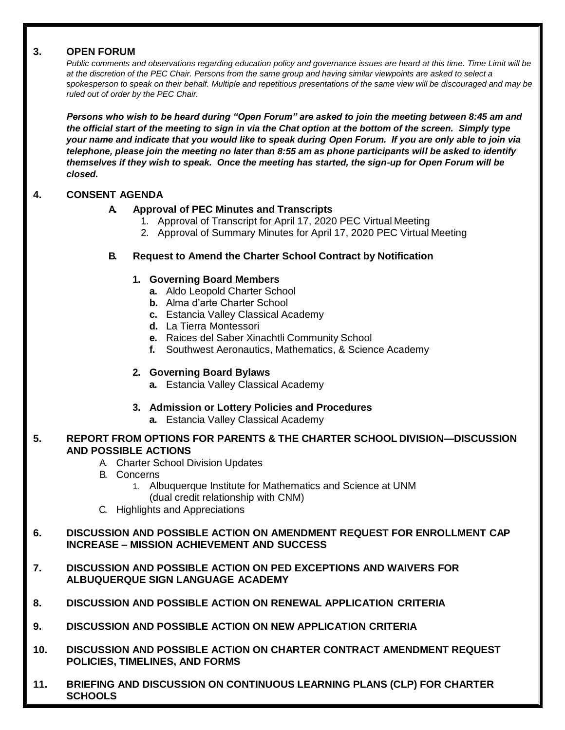## 3. OPEN FORUM

*Public comments and observations regarding education policy and governance issues are heard at this time. Time Limit will be at the discretion of the PEC Chair. Persons from the same group and having similar viewpoints are asked to select a spokesperson to speak on their behalf. Multiple and repetitious presentations of the same view will be discouraged and may be ruled out of order by the PEC Chair.*

***Persons who wish to be heard during "Open Forum" are asked to join the meeting between 8:45 am and the official start of the meeting to sign in via the Chat option at the bottom of the screen. Simply type your name and indicate that you would like to speak during Open Forum. If you are only able to join via telephone, please join the meeting no later than 8:55 am as phone participants will be asked to identify themselves if they wish to speak. Once the meeting has started, the sign-up for Open Forum will be closed.***

## 4. CONSENT AGENDA

**A. Approval of PEC Minutes and Transcripts**

1. Approval of Transcript for April 17, 2020 PEC Virtual Meeting
2. Approval of Summary Minutes for April 17, 2020 PEC Virtual Meeting

**B. Request to Amend the Charter School Contract by Notification**

**1. Governing Board Members**

- **a.** Aldo Leopold Charter School
- **b.** Alma d'arte Charter School
- **c.** Estancia Valley Classical Academy
- **d.** La Tierra Montessori
- **e.** Raices del Saber Xinachtli Community School
- **f.** Southwest Aeronautics, Mathematics, & Science Academy

**2. Governing Board Bylaws**

- **a.** Estancia Valley Classical Academy

**3. Admission or Lottery Policies and Procedures**

- **a.** Estancia Valley Classical Academy

## 5. REPORT FROM OPTIONS FOR PARENTS & THE CHARTER SCHOOL DIVISION—DISCUSSION AND POSSIBLE ACTIONS

A. Charter School Division Updates

B. Concerns

1. Albuquerque Institute for Mathematics and Science at UNM (dual credit relationship with CNM)

C. Highlights and Appreciations

## 6. DISCUSSION AND POSSIBLE ACTION ON AMENDMENT REQUEST FOR ENROLLMENT CAP INCREASE – MISSION ACHIEVEMENT AND SUCCESS

## 7. DISCUSSION AND POSSIBLE ACTION ON PED EXCEPTIONS AND WAIVERS FOR ALBUQUERQUE SIGN LANGUAGE ACADEMY

## 8. DISCUSSION AND POSSIBLE ACTION ON RENEWAL APPLICATION CRITERIA

## 9. DISCUSSION AND POSSIBLE ACTION ON NEW APPLICATION CRITERIA

## 10. DISCUSSION AND POSSIBLE ACTION ON CHARTER CONTRACT AMENDMENT REQUEST POLICIES, TIMELINES, AND FORMS

## 11. BRIEFING AND DISCUSSION ON CONTINUOUS LEARNING PLANS (CLP) FOR CHARTER SCHOOLS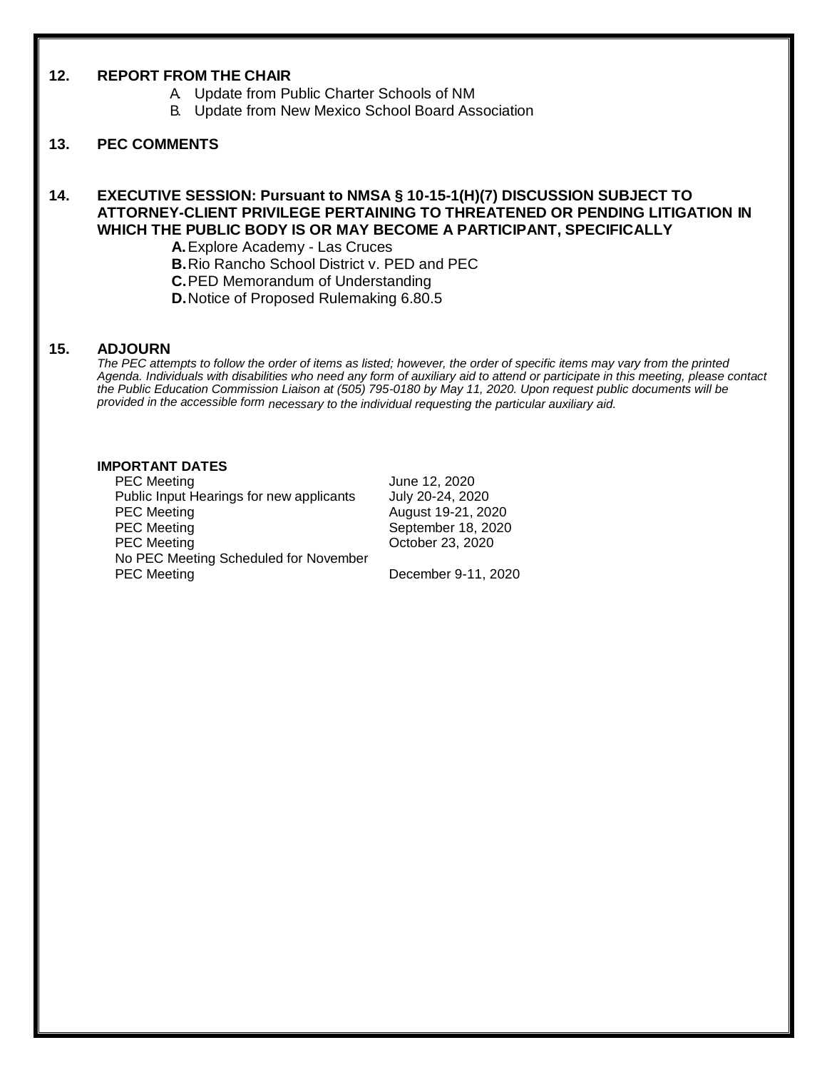**12. REPORT FROM THE CHAIR**

A. Update from Public Charter Schools of NM
B. Update from New Mexico School Board Association

**13. PEC COMMENTS**

**14. EXECUTIVE SESSION: Pursuant to NMSA § 10-15-1(H)(7) DISCUSSION SUBJECT TO ATTORNEY-CLIENT PRIVILEGE PERTAINING TO THREATENED OR PENDING LITIGATION IN WHICH THE PUBLIC BODY IS OR MAY BECOME A PARTICIPANT, SPECIFICALLY**

**A.** Explore Academy - Las Cruces
**B.** Rio Rancho School District v. PED and PEC
**C.** PED Memorandum of Understanding
**D.** Notice of Proposed Rulemaking 6.80.5

**15. ADJOURN**

*The PEC attempts to follow the order of items as listed; however, the order of specific items may vary from the printed Agenda. Individuals with disabilities who need any form of auxiliary aid to attend or participate in this meeting, please contact the Public Education Commission Liaison at (505) 795-0180 by May 11, 2020. Upon request public documents will be provided in the accessible form necessary to the individual requesting the particular auxiliary aid.*

**IMPORTANT DATES**

| | |
|---|---|
| PEC Meeting | June 12, 2020 |
| Public Input Hearings for new applicants | July 20-24, 2020 |
| PEC Meeting | August 19-21, 2020 |
| PEC Meeting | September 18, 2020 |
| PEC Meeting | October 23, 2020 |
| No PEC Meeting Scheduled for November | |
| PEC Meeting | December 9-11, 2020 |